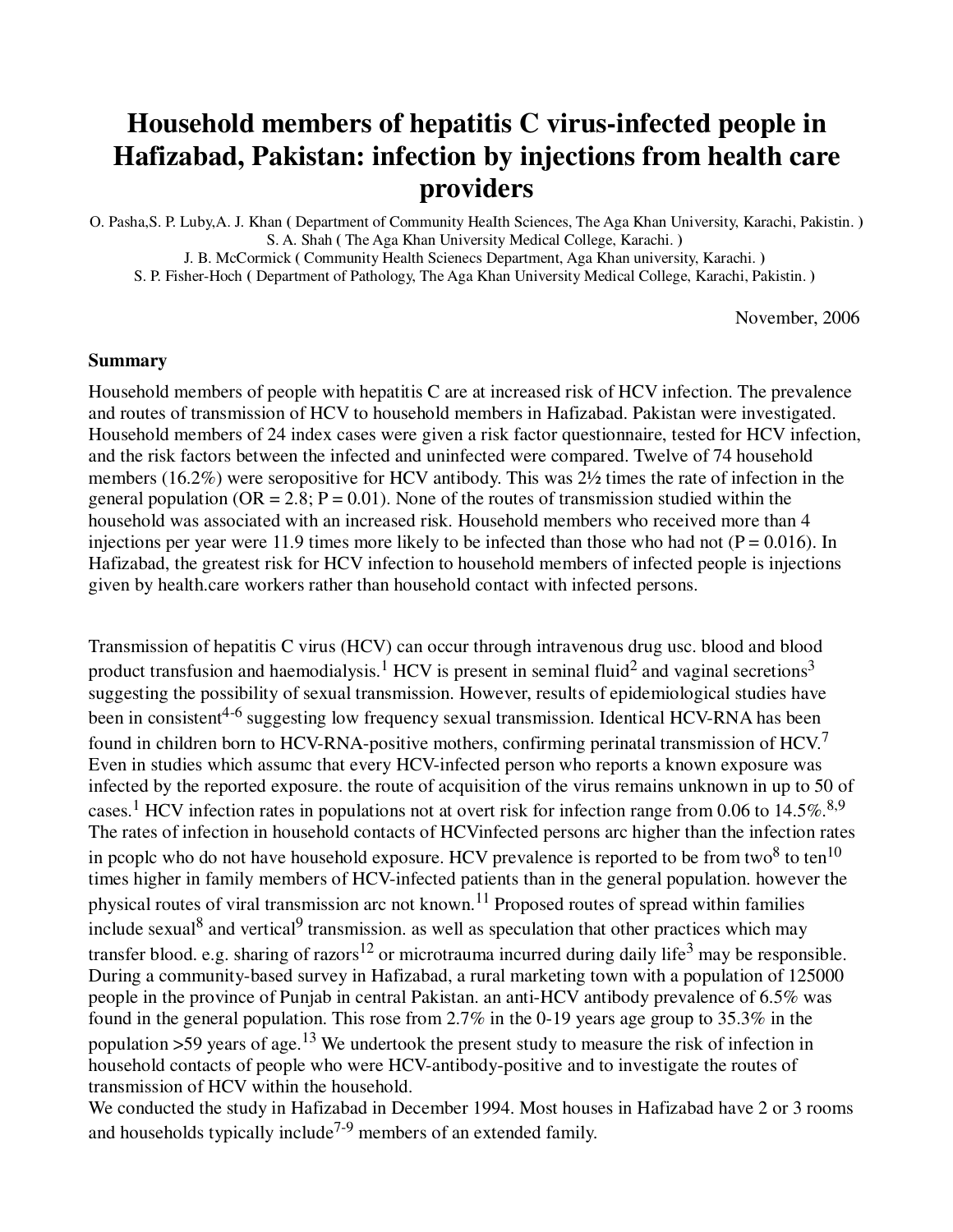# Household members of hepatitis C virus-infected people in Hafizabad, Pakistan: infection by injections from health care providers

O. Pasha,S. P. Luby,A. J. Khan ( Department of Community Health Sciences, The Aga Khan University, Karachi, Pakistin. )
S. A. Shah ( The Aga Khan University Medical College, Karachi. )
J. B. McCormick ( Community Health Scienecs Department, Aga Khan university, Karachi. )
S. P. Fisher-Hoch ( Department of Pathology, The Aga Khan University Medical College, Karachi, Pakistin. )

November, 2006

**Summary**

Household members of people with hepatitis C are at increased risk of HCV infection. The prevalence and routes of transmission of HCV to household members in Hafizabad. Pakistan were investigated. Household members of 24 index cases were given a risk factor questionnaire, tested for HCV infection, and the risk factors between the infected and uninfected were compared. Twelve of 74 household members (16.2%) were seropositive for HCV antibody. This was 2½ times the rate of infection in the general population (OR = 2.8; P = 0.01). None of the routes of transmission studied within the household was associated with an increased risk. Household members who received more than 4 injections per year were 11.9 times more likely to be infected than those who had not (P = 0.016). In Hafizabad, the greatest risk for HCV infection to household members of infected people is injections given by health.care workers rather than household contact with infected persons.

Transmission of hepatitis C virus (HCV) can occur through intravenous drug usc. blood and blood product transfusion and haemodialysis.[1] HCV is present in seminal fluid[2] and vaginal secretions[3] suggesting the possibility of sexual transmission. However, results of epidemiological studies have been in consistent[4-6] suggesting low frequency sexual transmission. Identical HCV-RNA has been found in children born to HCV-RNA-positive mothers, confirming perinatal transmission of HCV.[7] Even in studies which assumc that every HCV-infected person who reports a known exposure was infected by the reported exposure. the route of acquisition of the virus remains unknown in up to 50 of cases.[1] HCV infection rates in populations not at overt risk for infection range from 0.06 to 14.5%.[8,9] The rates of infection in household contacts of HCVinfected persons arc higher than the infection rates in pcoplc who do not have household exposure. HCV prevalence is reported to be from two[8] to ten[10] times higher in family members of HCV-infected patients than in the general population. however the physical routes of viral transmission arc not known.[11] Proposed routes of spread within families include sexual[8] and vertical[9] transmission. as well as speculation that other practices which may transfer blood. e.g. sharing of razors[12] or microtrauma incurred during daily life[3] may be responsible. During a community-based survey in Hafizabad, a rural marketing town with a population of 125000 people in the province of Punjab in central Pakistan. an anti-HCV antibody prevalence of 6.5% was found in the general population. This rose from 2.7% in the 0-19 years age group to 35.3% in the population >59 years of age.[13] We undertook the present study to measure the risk of infection in household contacts of people who were HCV-antibody-positive and to investigate the routes of transmission of HCV within the household.
We conducted the study in Hafizabad in December 1994. Most houses in Hafizabad have 2 or 3 rooms and households typically include[7-9] members of an extended family.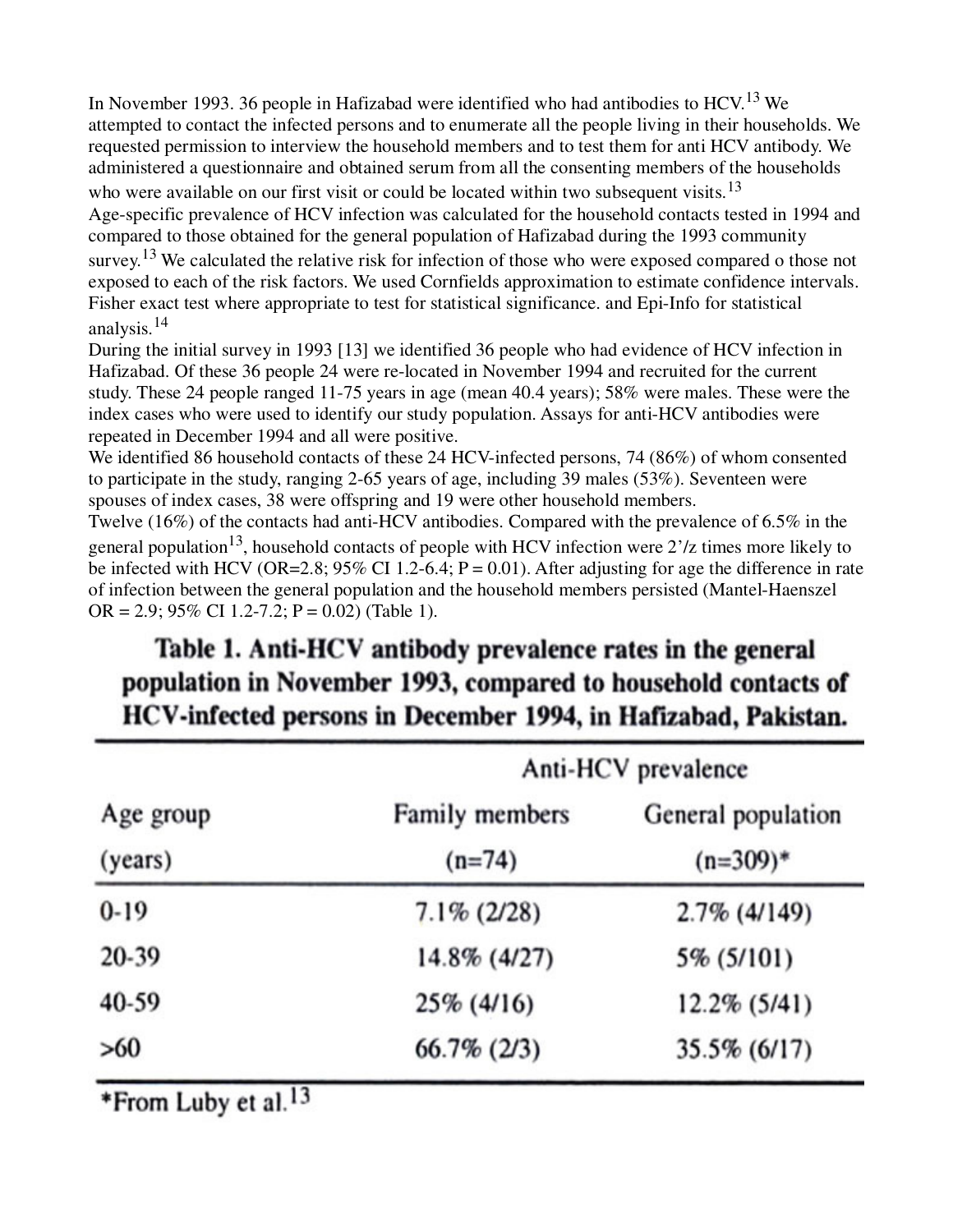In November 1993. 36 people in Hafizabad were identified who had antibodies to HCV.[13] We attempted to contact the infected persons and to enumerate all the people living in their households. We requested permission to interview the household members and to test them for anti HCV antibody. We administered a questionnaire and obtained serum from all the consenting members of the households who were available on our first visit or could be located within two subsequent visits.[13]

Age-specific prevalence of HCV infection was calculated for the household contacts tested in 1994 and compared to those obtained for the general population of Hafizabad during the 1993 community survey.[13] We calculated the relative risk for infection of those who were exposed compared o those not exposed to each of the risk factors. We used Cornfields approximation to estimate confidence intervals. Fisher exact test where appropriate to test for statistical significance. and Epi-Info for statistical analysis.[14]

During the initial survey in 1993 [13] we identified 36 people who had evidence of HCV infection in Hafizabad. Of these 36 people 24 were re-located in November 1994 and recruited for the current study. These 24 people ranged 11-75 years in age (mean 40.4 years); 58% were males. These were the index cases who were used to identify our study population. Assays for anti-HCV antibodies were repeated in December 1994 and all were positive.

We identified 86 household contacts of these 24 HCV-infected persons, 74 (86%) of whom consented to participate in the study, ranging 2-65 years of age, including 39 males (53%). Seventeen were spouses of index cases, 38 were offspring and 19 were other household members.

Twelve (16%) of the contacts had anti-HCV antibodies. Compared with the prevalence of 6.5% in the general population[13], household contacts of people with HCV infection were 2'/z times more likely to be infected with HCV (OR=2.8; 95% CI 1.2-6.4; P = 0.01). After adjusting for age the difference in rate of infection between the general population and the household members persisted (Mantel-Haenszel OR = 2.9; 95% CI 1.2-7.2; P = 0.02) (Table 1).

**Table 1. Anti-HCV antibody prevalence rates in the general population in November 1993, compared to household contacts of HCV-infected persons in December 1994, in Hafizabad, Pakistan.**

| Age group (years) | Anti-HCV prevalence Family members (n=74) | General population (n=309)* |
|---|---|---|
| 0-19 | 7.1% (2/28) | 2.7% (4/149) |
| 20-39 | 14.8% (4/27) | 5% (5/101) |
| 40-59 | 25% (4/16) | 12.2% (5/41) |
| >60 | 66.7% (2/3) | 35.5% (6/17) |

*From Luby et al.[13]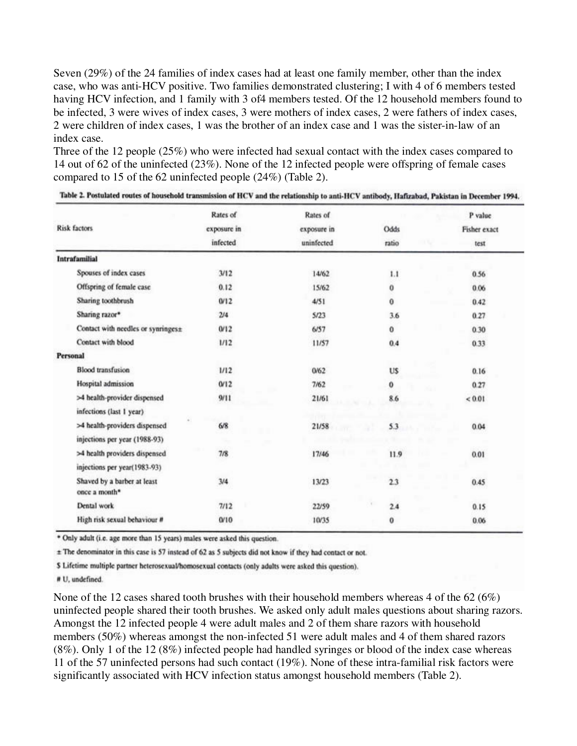Seven (29%) of the 24 families of index cases had at least one family member, other than the index case, who was anti-HCV positive. Two families demonstrated clustering; I with 4 of 6 members tested having HCV infection, and 1 family with 3 of4 members tested. Of the 12 household members found to be infected, 3 were wives of index cases, 3 were mothers of index cases, 2 were fathers of index cases, 2 were children of index cases, 1 was the brother of an index case and 1 was the sister-in-law of an index case.

Three of the 12 people (25%) who were infected had sexual contact with the index cases compared to 14 out of 62 of the uninfected (23%). None of the 12 infected people were offspring of female cases compared to 15 of the 62 uninfected people (24%) (Table 2).

**Table 2. Postulated routes of household transmission of HCV and the relationship to anti-HCV antibody, Hafizabad, Pakistan in December 1994.**

| Risk factors | Rates of exposure in infected | Rates of exposure in uninfected | Odds ratio | P value Fisher exact test |
|---|---|---|---|---|
| **Intrafamilial** | | | | |
| Spouses of index cases | 3/12 | 14/62 | 1.1 | 0.56 |
| Offspring of female case | 0.12 | 15/62 | 0 | 0.06 |
| Sharing toothbrush | 0/12 | 4/51 | 0 | 0.42 |
| Sharing razor* | 2/4 | 5/23 | 3.6 | 0.27 |
| Contact with needles or synringes± | 0/12 | 6/57 | 0 | 0.30 |
| Contact with blood | 1/12 | 11/57 | 0.4 | 0.33 |
| **Personal** | | | | |
| Blood transfusion | 1/12 | 0/62 | U$ | 0.16 |
| Hospital admission | 0/12 | 7/62 | 0 | 0.27 |
| >4 health-provider dispensed infections (last 1 year) | 9/11 | 21/61 | 8.6 | < 0.01 |
| >4 health-providers dispensed injections per year (1988-93) | 6/8 | 21/58 | 5.3 | 0.04 |
| >4 health providers dispensed injections per year(1983-93) | 7/8 | 17/46 | 11.9 | 0.01 |
| Shaved by a barber at least once a month* | 3/4 | 13/23 | 2.3 | 0.45 |
| Dental work | 7/12 | 22/59 | 2.4 | 0.15 |
| High risk sexual behaviour # | 0/10 | 10/35 | 0 | 0.06 |

\* Only adult (i.e. age more than 15 years) males were asked this question.

± The denominator in this case is 57 instead of 62 as 5 subjects did not know if they had contact or not.

$ Lifetime multiple partner heterosexual/homosexual contacts (only adults were asked this question).

\# U, undefined.

None of the 12 cases shared tooth brushes with their household members whereas 4 of the 62 (6%) uninfected people shared their tooth brushes. We asked only adult males questions about sharing razors. Amongst the 12 infected people 4 were adult males and 2 of them share razors with household members (50%) whereas amongst the non-infected 51 were adult males and 4 of them shared razors (8%). Only 1 of the 12 (8%) infected people had handled syringes or blood of the index case whereas 11 of the 57 uninfected persons had such contact (19%). None of these intra-familial risk factors were significantly associated with HCV infection status amongst household members (Table 2).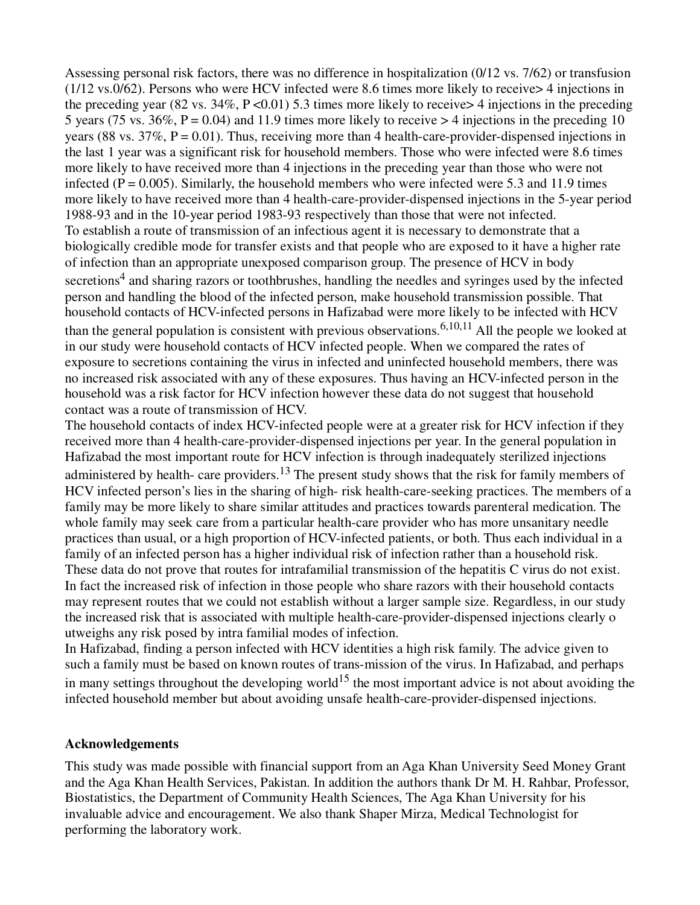Assessing personal risk factors, there was no difference in hospitalization (0/12 vs. 7/62) or transfusion (1/12 vs.0/62). Persons who were HCV infected were 8.6 times more likely to receive> 4 injections in the preceding year (82 vs. 34%, P <0.01) 5.3 times more likely to receive> 4 injections in the preceding 5 years (75 vs. 36%, P = 0.04) and 11.9 times more likely to receive > 4 injections in the preceding 10 years (88 vs. 37%, P = 0.01). Thus, receiving more than 4 health-care-provider-dispensed injections in the last 1 year was a significant risk for household members. Those who were infected were 8.6 times more likely to have received more than 4 injections in the preceding year than those who were not infected (P = 0.005). Similarly, the household members who were infected were 5.3 and 11.9 times more likely to have received more than 4 health-care-provider-dispensed injections in the 5-year period 1988-93 and in the 10-year period 1983-93 respectively than those that were not infected.

To establish a route of transmission of an infectious agent it is necessary to demonstrate that a biologically credible mode for transfer exists and that people who are exposed to it have a higher rate of infection than an appropriate unexposed comparison group. The presence of HCV in body secretions[4] and sharing razors or toothbrushes, handling the needles and syringes used by the infected person and handling the blood of the infected person, make household transmission possible. That household contacts of HCV-infected persons in Hafizabad were more likely to be infected with HCV than the general population is consistent with previous observations.[6,10,11] All the people we looked at in our study were household contacts of HCV infected people. When we compared the rates of exposure to secretions containing the virus in infected and uninfected household members, there was no increased risk associated with any of these exposures. Thus having an HCV-infected person in the household was a risk factor for HCV infection however these data do not suggest that household contact was a route of transmission of HCV.

The household contacts of index HCV-infected people were at a greater risk for HCV infection if they received more than 4 health-care-provider-dispensed injections per year. In the general population in Hafizabad the most important route for HCV infection is through inadequately sterilized injections administered by health- care providers.[13] The present study shows that the risk for family members of HCV infected person's lies in the sharing of high- risk health-care-seeking practices. The members of a family may be more likely to share similar attitudes and practices towards parenteral medication. The whole family may seek care from a particular health-care provider who has more unsanitary needle practices than usual, or a high proportion of HCV-infected patients, or both. Thus each individual in a family of an infected person has a higher individual risk of infection rather than a household risk. These data do not prove that routes for intrafamilial transmission of the hepatitis C virus do not exist. In fact the increased risk of infection in those people who share razors with their household contacts may represent routes that we could not establish without a larger sample size. Regardless, in our study the increased risk that is associated with multiple health-care-provider-dispensed injections clearly o utweighs any risk posed by intra familial modes of infection.

In Hafizabad, finding a person infected with HCV identities a high risk family. The advice given to such a family must be based on known routes of trans-mission of the virus. In Hafizabad, and perhaps in many settings throughout the developing world[15] the most important advice is not about avoiding the infected household member but about avoiding unsafe health-care-provider-dispensed injections.

## Acknowledgements

This study was made possible with financial support from an Aga Khan University Seed Money Grant and the Aga Khan Health Services, Pakistan. In addition the authors thank Dr M. H. Rahbar, Professor, Biostatistics, the Department of Community Health Sciences, The Aga Khan University for his invaluable advice and encouragement. We also thank Shaper Mirza, Medical Technologist for performing the laboratory work.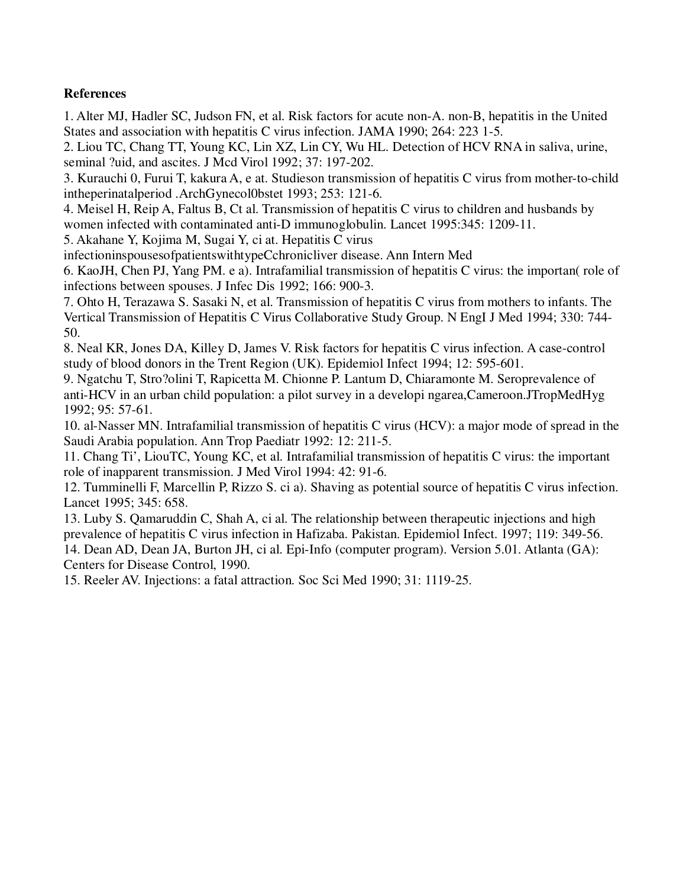**References**

1. Alter MJ, Hadler SC, Judson FN, et al. Risk factors for acute non-A. non-B, hepatitis in the United States and association with hepatitis C virus infection. JAMA 1990; 264: 223 1-5.
2. Liou TC, Chang TT, Young KC, Lin XZ, Lin CY, Wu HL. Detection of HCV RNA in saliva, urine, seminal ?uid, and ascites. J Mcd Virol 1992; 37: 197-202.
3. Kurauchi 0, Furui T, kakura A, e at. Studieson transmission of hepatitis C virus from mother-to-child intheperinatalperiod .ArchGynecol0bstet 1993; 253: 121-6.
4. Meisel H, Reip A, Faltus B, Ct al. Transmission of hepatitis C virus to children and husbands by women infected with contaminated anti-D immunoglobulin. Lancet 1995:345: 1209-11.
5. Akahane Y, Kojima M, Sugai Y, ci at. Hepatitis C virus infectioninspousesofpatientswithtypeCchronicliver disease. Ann Intern Med
6. KaoJH, Chen PJ, Yang PM. e a). Intrafamilial transmission of hepatitis C virus: the importan( role of infections between spouses. J Infec Dis 1992; 166: 900-3.
7. Ohto H, Terazawa S. Sasaki N, et al. Transmission of hepatitis C virus from mothers to infants. The Vertical Transmission of Hepatitis C Virus Collaborative Study Group. N EngI J Med 1994; 330: 744-50.
8. Neal KR, Jones DA, Killey D, James V. Risk factors for hepatitis C virus infection. A case-control study of blood donors in the Trent Region (UK). Epidemiol Infect 1994; 12: 595-601.
9. Ngatchu T, Stro?olini T, Rapicetta M. Chionne P. Lantum D, Chiaramonte M. Seroprevalence of anti-HCV in an urban child population: a pilot survey in a developi ngarea,Cameroon.JTropMedHyg 1992; 95: 57-61.
10. al-Nasser MN. Intrafamilial transmission of hepatitis C virus (HCV): a major mode of spread in the Saudi Arabia population. Ann Trop Paediatr 1992: 12: 211-5.
11. Chang Ti', LiouTC, Young KC, et al. Intrafamilial transmission of hepatitis C virus: the important role of inapparent transmission. J Med Virol 1994: 42: 91-6.
12. Tumminelli F, Marcellin P, Rizzo S. ci a). Shaving as potential source of hepatitis C virus infection. Lancet 1995; 345: 658.
13. Luby S. Qamaruddin C, Shah A, ci al. The relationship between therapeutic injections and high prevalence of hepatitis C virus infection in Hafizaba. Pakistan. Epidemiol Infect. 1997; 119: 349-56.
14. Dean AD, Dean JA, Burton JH, ci al. Epi-Info (computer program). Version 5.01. Atlanta (GA): Centers for Disease Control, 1990.
15. Reeler AV. Injections: a fatal attraction. Soc Sci Med 1990; 31: 1119-25.